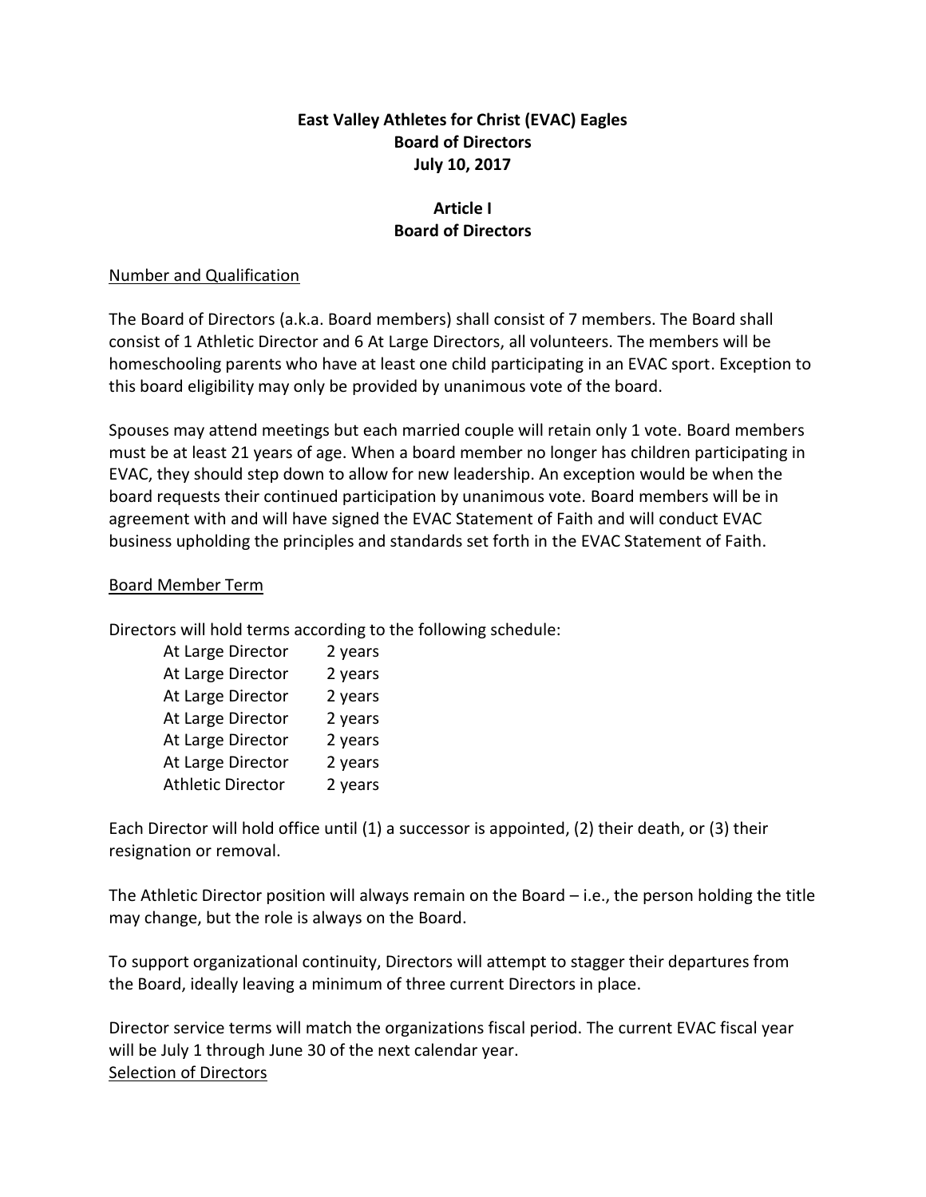**East Valley Athletes for Christ (EVAC) Eagles**
**Board of Directors**
**July 10, 2017**

# Article I
# Board of Directors

## Number and Qualification

The Board of Directors (a.k.a. Board members) shall consist of 7 members. The Board shall consist of 1 Athletic Director and 6 At Large Directors, all volunteers. The members will be homeschooling parents who have at least one child participating in an EVAC sport. Exception to this board eligibility may only be provided by unanimous vote of the board.

Spouses may attend meetings but each married couple will retain only 1 vote. Board members must be at least 21 years of age. When a board member no longer has children participating in EVAC, they should step down to allow for new leadership. An exception would be when the board requests their continued participation by unanimous vote. Board members will be in agreement with and will have signed the EVAC Statement of Faith and will conduct EVAC business upholding the principles and standards set forth in the EVAC Statement of Faith.

## Board Member Term

Directors will hold terms according to the following schedule:

| | |
|---|---|
| At Large Director | 2 years |
| At Large Director | 2 years |
| At Large Director | 2 years |
| At Large Director | 2 years |
| At Large Director | 2 years |
| At Large Director | 2 years |
| Athletic Director | 2 years |

Each Director will hold office until (1) a successor is appointed, (2) their death, or (3) their resignation or removal.

The Athletic Director position will always remain on the Board – i.e., the person holding the title may change, but the role is always on the Board.

To support organizational continuity, Directors will attempt to stagger their departures from the Board, ideally leaving a minimum of three current Directors in place.

Director service terms will match the organizations fiscal period. The current EVAC fiscal year will be July 1 through June 30 of the next calendar year.

## Selection of Directors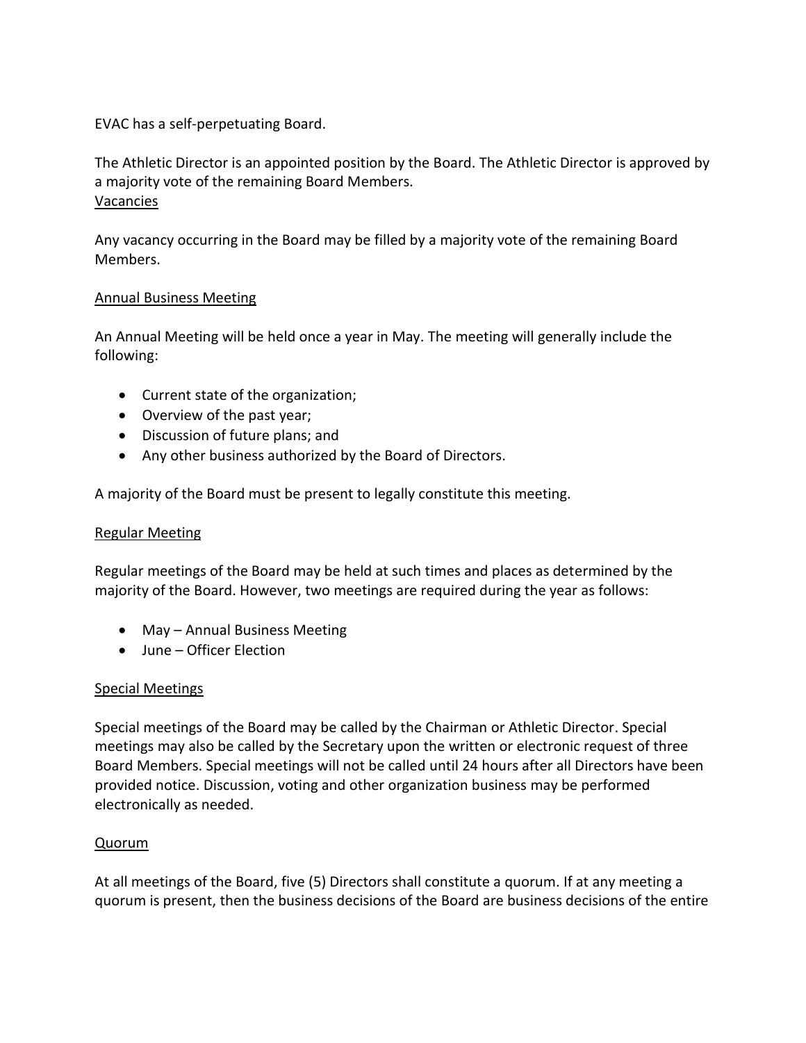EVAC has a self-perpetuating Board.

The Athletic Director is an appointed position by the Board. The Athletic Director is approved by a majority vote of the remaining Board Members.

## Vacancies

Any vacancy occurring in the Board may be filled by a majority vote of the remaining Board Members.

## Annual Business Meeting

An Annual Meeting will be held once a year in May. The meeting will generally include the following:

- Current state of the organization;
- Overview of the past year;
- Discussion of future plans; and
- Any other business authorized by the Board of Directors.

A majority of the Board must be present to legally constitute this meeting.

## Regular Meeting

Regular meetings of the Board may be held at such times and places as determined by the majority of the Board. However, two meetings are required during the year as follows:

- May – Annual Business Meeting
- June – Officer Election

## Special Meetings

Special meetings of the Board may be called by the Chairman or Athletic Director. Special meetings may also be called by the Secretary upon the written or electronic request of three Board Members. Special meetings will not be called until 24 hours after all Directors have been provided notice. Discussion, voting and other organization business may be performed electronically as needed.

## Quorum

At all meetings of the Board, five (5) Directors shall constitute a quorum. If at any meeting a quorum is present, then the business decisions of the Board are business decisions of the entire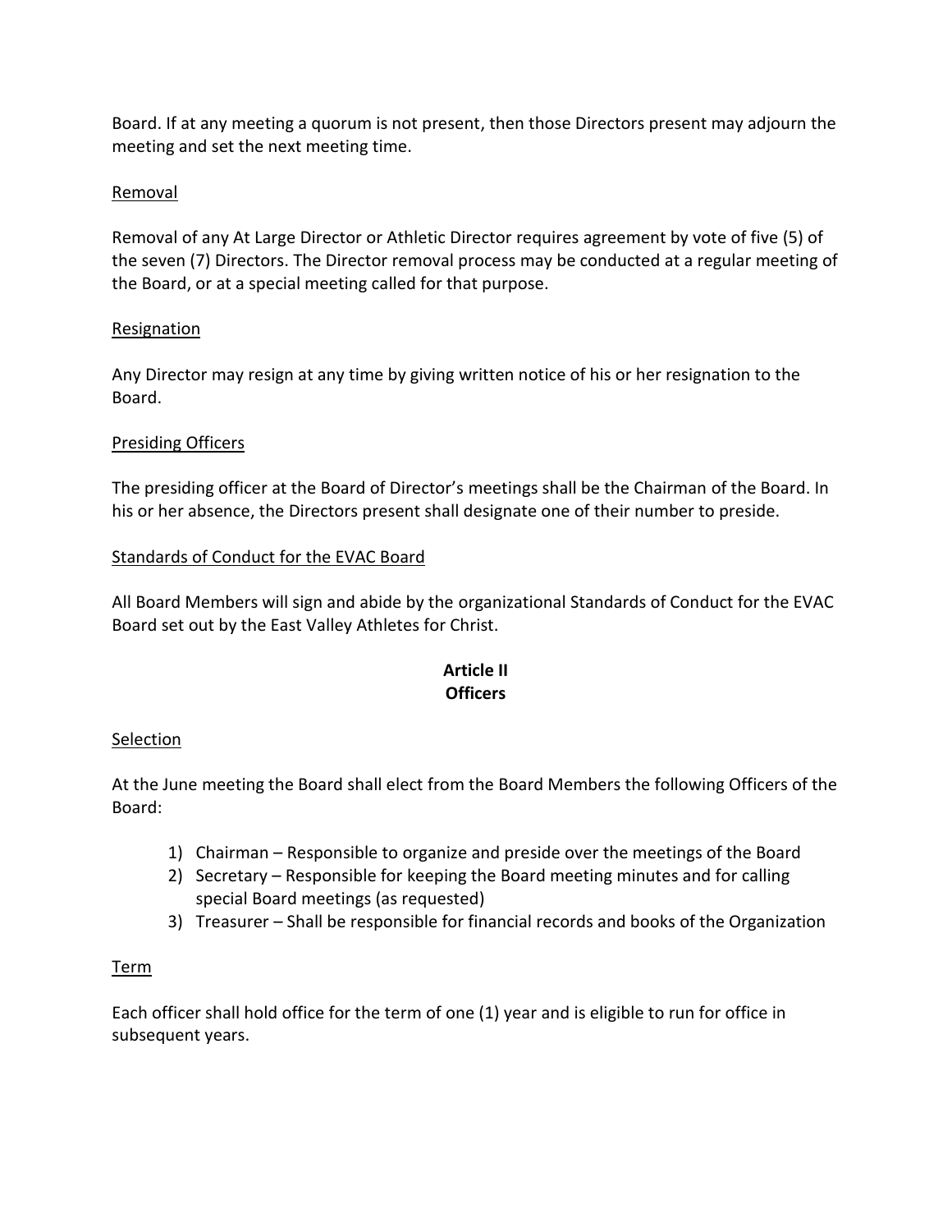Board. If at any meeting a quorum is not present, then those Directors present may adjourn the meeting and set the next meeting time.

Removal

Removal of any At Large Director or Athletic Director requires agreement by vote of five (5) of the seven (7) Directors. The Director removal process may be conducted at a regular meeting of the Board, or at a special meeting called for that purpose.

Resignation

Any Director may resign at any time by giving written notice of his or her resignation to the Board.

Presiding Officers

The presiding officer at the Board of Director's meetings shall be the Chairman of the Board. In his or her absence, the Directors present shall designate one of their number to preside.

Standards of Conduct for the EVAC Board

All Board Members will sign and abide by the organizational Standards of Conduct for the EVAC Board set out by the East Valley Athletes for Christ.

## Article II
## Officers

Selection

At the June meeting the Board shall elect from the Board Members the following Officers of the Board:

1) Chairman – Responsible to organize and preside over the meetings of the Board
2) Secretary – Responsible for keeping the Board meeting minutes and for calling special Board meetings (as requested)
3) Treasurer – Shall be responsible for financial records and books of the Organization

Term

Each officer shall hold office for the term of one (1) year and is eligible to run for office in subsequent years.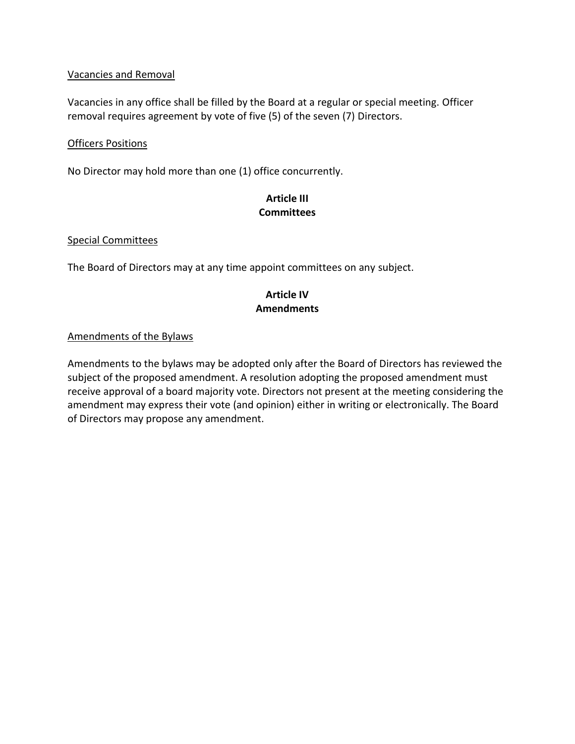<u>Vacancies and Removal</u>

Vacancies in any office shall be filled by the Board at a regular or special meeting. Officer removal requires agreement by vote of five (5) of the seven (7) Directors.

<u>Officers Positions</u>

No Director may hold more than one (1) office concurrently.

## Article III
## Committees

<u>Special Committees</u>

The Board of Directors may at any time appoint committees on any subject.

## Article IV
## Amendments

<u>Amendments of the Bylaws</u>

Amendments to the bylaws may be adopted only after the Board of Directors has reviewed the subject of the proposed amendment. A resolution adopting the proposed amendment must receive approval of a board majority vote. Directors not present at the meeting considering the amendment may express their vote (and opinion) either in writing or electronically. The Board of Directors may propose any amendment.